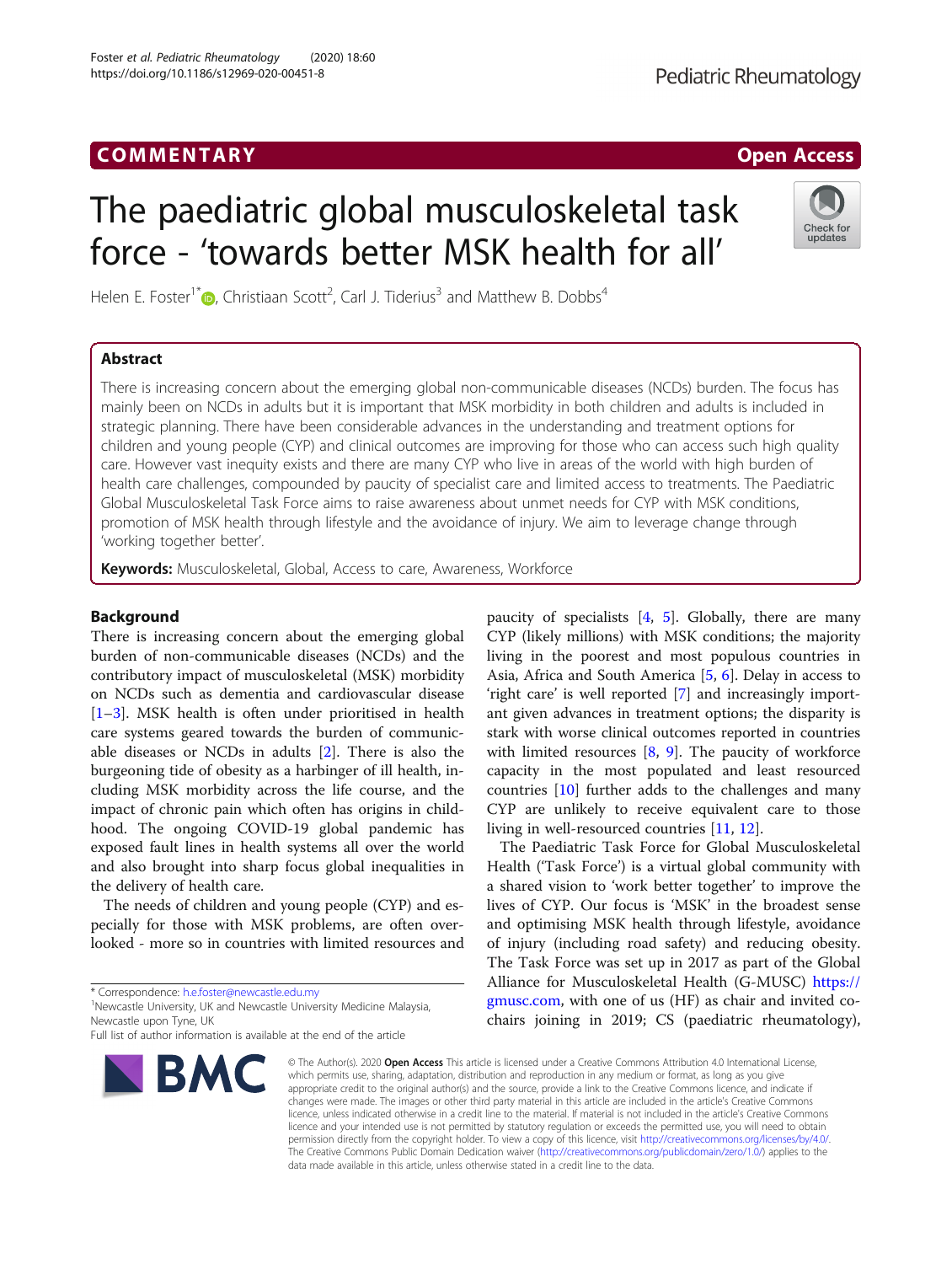COMMENTARY

Open Access

# The paediatric global musculoskeletal task force - 'towards better MSK health for all'

Helen E. Foster[1*], Christiaan Scott[2], Carl J. Tiderius[3] and Matthew B. Dobbs[4]

## Abstract

There is increasing concern about the emerging global non-communicable diseases (NCDs) burden. The focus has mainly been on NCDs in adults but it is important that MSK morbidity in both children and adults is included in strategic planning. There have been considerable advances in the understanding and treatment options for children and young people (CYP) and clinical outcomes are improving for those who can access such high quality care. However vast inequity exists and there are many CYP who live in areas of the world with high burden of health care challenges, compounded by paucity of specialist care and limited access to treatments. The Paediatric Global Musculoskeletal Task Force aims to raise awareness about unmet needs for CYP with MSK conditions, promotion of MSK health through lifestyle and the avoidance of injury. We aim to leverage change through 'working together better'.

**Keywords:** Musculoskeletal, Global, Access to care, Awareness, Workforce

## Background

There is increasing concern about the emerging global burden of non-communicable diseases (NCDs) and the contributory impact of musculoskeletal (MSK) morbidity on NCDs such as dementia and cardiovascular disease [1–3]. MSK health is often under prioritised in health care systems geared towards the burden of communicable diseases or NCDs in adults [2]. There is also the burgeoning tide of obesity as a harbinger of ill health, including MSK morbidity across the life course, and the impact of chronic pain which often has origins in childhood. The ongoing COVID-19 global pandemic has exposed fault lines in health systems all over the world and also brought into sharp focus global inequalities in the delivery of health care.

The needs of children and young people (CYP) and especially for those with MSK problems, are often overlooked - more so in countries with limited resources and paucity of specialists [4, 5]. Globally, there are many CYP (likely millions) with MSK conditions; the majority living in the poorest and most populous countries in Asia, Africa and South America [5, 6]. Delay in access to 'right care' is well reported [7] and increasingly important given advances in treatment options; the disparity is stark with worse clinical outcomes reported in countries with limited resources [8, 9]. The paucity of workforce capacity in the most populated and least resourced countries [10] further adds to the challenges and many CYP are unlikely to receive equivalent care to those living in well-resourced countries [11, 12].

The Paediatric Task Force for Global Musculoskeletal Health ('Task Force') is a virtual global community with a shared vision to 'work better together' to improve the lives of CYP. Our focus is 'MSK' in the broadest sense and optimising MSK health through lifestyle, avoidance of injury (including road safety) and reducing obesity. The Task Force was set up in 2017 as part of the Global Alliance for Musculoskeletal Health (G-MUSC) https://gmusc.com, with one of us (HF) as chair and invited co-chairs joining in 2019; CS (paediatric rheumatology),

* Correspondence: h.e.foster@newcastle.edu.my
[1]Newcastle University, UK and Newcastle University Medicine Malaysia, Newcastle upon Tyne, UK
Full list of author information is available at the end of the article

© The Author(s). 2020 **Open Access** This article is licensed under a Creative Commons Attribution 4.0 International License, which permits use, sharing, adaptation, distribution and reproduction in any medium or format, as long as you give appropriate credit to the original author(s) and the source, provide a link to the Creative Commons licence, and indicate if changes were made. The images or other third party material in this article are included in the article's Creative Commons licence, unless indicated otherwise in a credit line to the material. If material is not included in the article's Creative Commons licence and your intended use is not permitted by statutory regulation or exceeds the permitted use, you will need to obtain permission directly from the copyright holder. To view a copy of this licence, visit http://creativecommons.org/licenses/by/4.0/. The Creative Commons Public Domain Dedication waiver (http://creativecommons.org/publicdomain/zero/1.0/) applies to the data made available in this article, unless otherwise stated in a credit line to the data.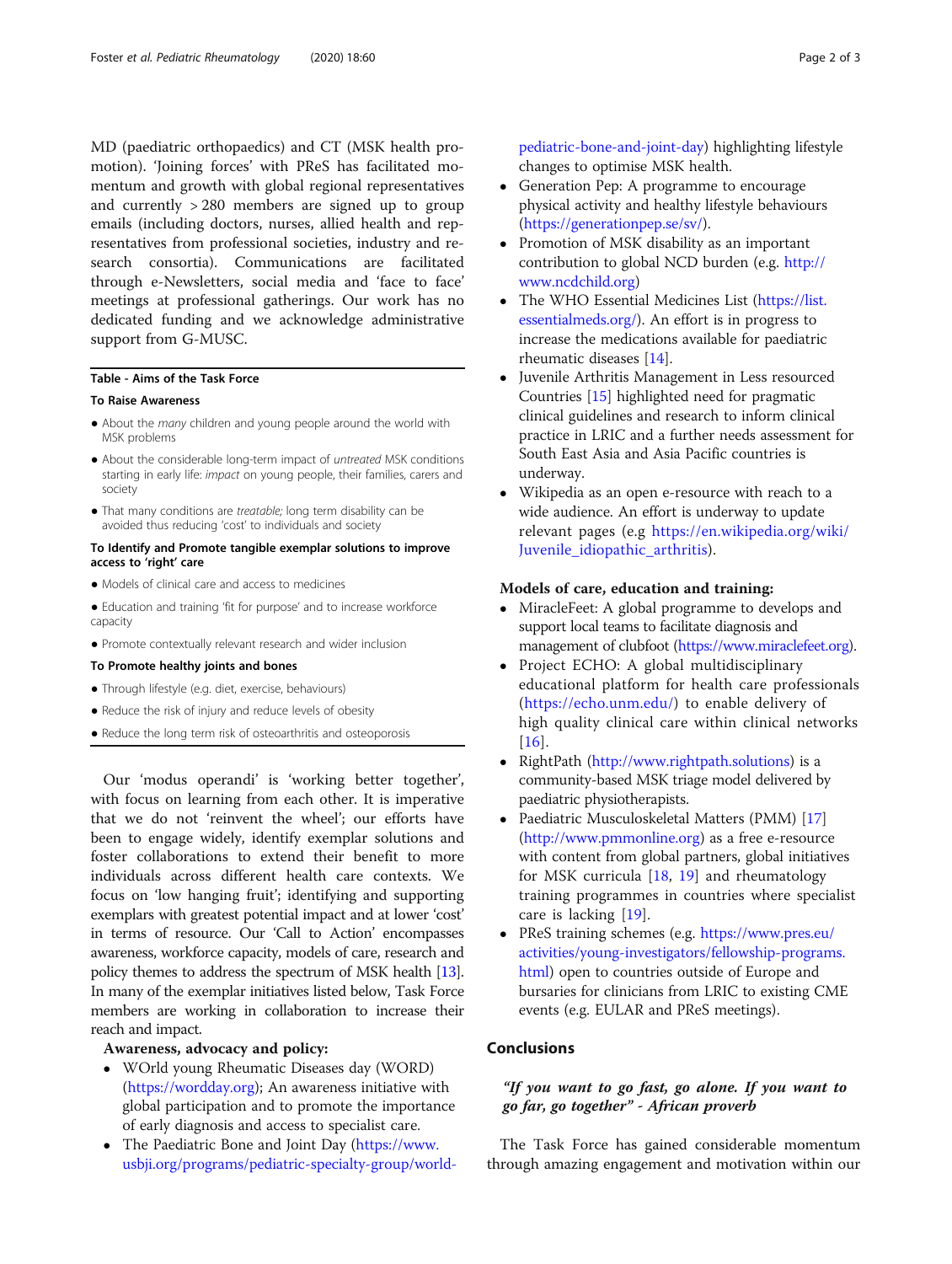MD (paediatric orthopaedics) and CT (MSK health promotion). 'Joining forces' with PReS has facilitated momentum and growth with global regional representatives and currently > 280 members are signed up to group emails (including doctors, nurses, allied health and representatives from professional societies, industry and research consortia). Communications are facilitated through e-Newsletters, social media and 'face to face' meetings at professional gatherings. Our work has no dedicated funding and we acknowledge administrative support from G-MUSC.

**Table - Aims of the Task Force**

**To Raise Awareness**

- About the *many* children and young people around the world with MSK problems
- About the considerable long-term impact of *untreated* MSK conditions starting in early life: *impact* on young people, their families, carers and society
- That many conditions are *treatable;* long term disability can be avoided thus reducing 'cost' to individuals and society

**To Identify and Promote tangible exemplar solutions to improve access to 'right' care**

- Models of clinical care and access to medicines
- Education and training 'fit for purpose' and to increase workforce capacity
- Promote contextually relevant research and wider inclusion

**To Promote healthy joints and bones**

- Through lifestyle (e.g. diet, exercise, behaviours)
- Reduce the risk of injury and reduce levels of obesity
- Reduce the long term risk of osteoarthritis and osteoporosis

Our 'modus operandi' is 'working better together', with focus on learning from each other. It is imperative that we do not 'reinvent the wheel'; our efforts have been to engage widely, identify exemplar solutions and foster collaborations to extend their benefit to more individuals across different health care contexts. We focus on 'low hanging fruit'; identifying and supporting exemplars with greatest potential impact and at lower 'cost' in terms of resource. Our 'Call to Action' encompasses awareness, workforce capacity, models of care, research and policy themes to address the spectrum of MSK health [13]. In many of the exemplar initiatives listed below, Task Force members are working in collaboration to increase their reach and impact.

**Awareness, advocacy and policy:**

- WOrld young Rheumatic Diseases day (WORD) (https://wordday.org); An awareness initiative with global participation and to promote the importance of early diagnosis and access to specialist care.
- The Paediatric Bone and Joint Day (https://www.usbji.org/programs/pediatric-specialty-group/world-pediatric-bone-and-joint-day) highlighting lifestyle changes to optimise MSK health.
- Generation Pep: A programme to encourage physical activity and healthy lifestyle behaviours (https://generationpep.se/sv/).
- Promotion of MSK disability as an important contribution to global NCD burden (e.g. http://www.ncdchild.org)
- The WHO Essential Medicines List (https://list.essentialmeds.org/). An effort is in progress to increase the medications available for paediatric rheumatic diseases [14].
- Juvenile Arthritis Management in Less resourced Countries [15] highlighted need for pragmatic clinical guidelines and research to inform clinical practice in LRIC and a further needs assessment for South East Asia and Asia Pacific countries is underway.
- Wikipedia as an open e-resource with reach to a wide audience. An effort is underway to update relevant pages (e.g https://en.wikipedia.org/wiki/Juvenile_idiopathic_arthritis).

**Models of care, education and training:**

- MiracleFeet: A global programme to develops and support local teams to facilitate diagnosis and management of clubfoot (https://www.miraclefeet.org).
- Project ECHO: A global multidisciplinary educational platform for health care professionals (https://echo.unm.edu/) to enable delivery of high quality clinical care within clinical networks [16].
- RightPath (http://www.rightpath.solutions) is a community-based MSK triage model delivered by paediatric physiotherapists.
- Paediatric Musculoskeletal Matters (PMM) [17] (http://www.pmmonline.org) as a free e-resource with content from global partners, global initiatives for MSK curricula [18, 19] and rheumatology training programmes in countries where specialist care is lacking [19].
- PReS training schemes (e.g. https://www.pres.eu/activities/young-investigators/fellowship-programs.html) open to countries outside of Europe and bursaries for clinicians from LRIC to existing CME events (e.g. EULAR and PReS meetings).

## Conclusions

*"If you want to go fast, go alone. If you want to go far, go together" - African proverb*

The Task Force has gained considerable momentum through amazing engagement and motivation within our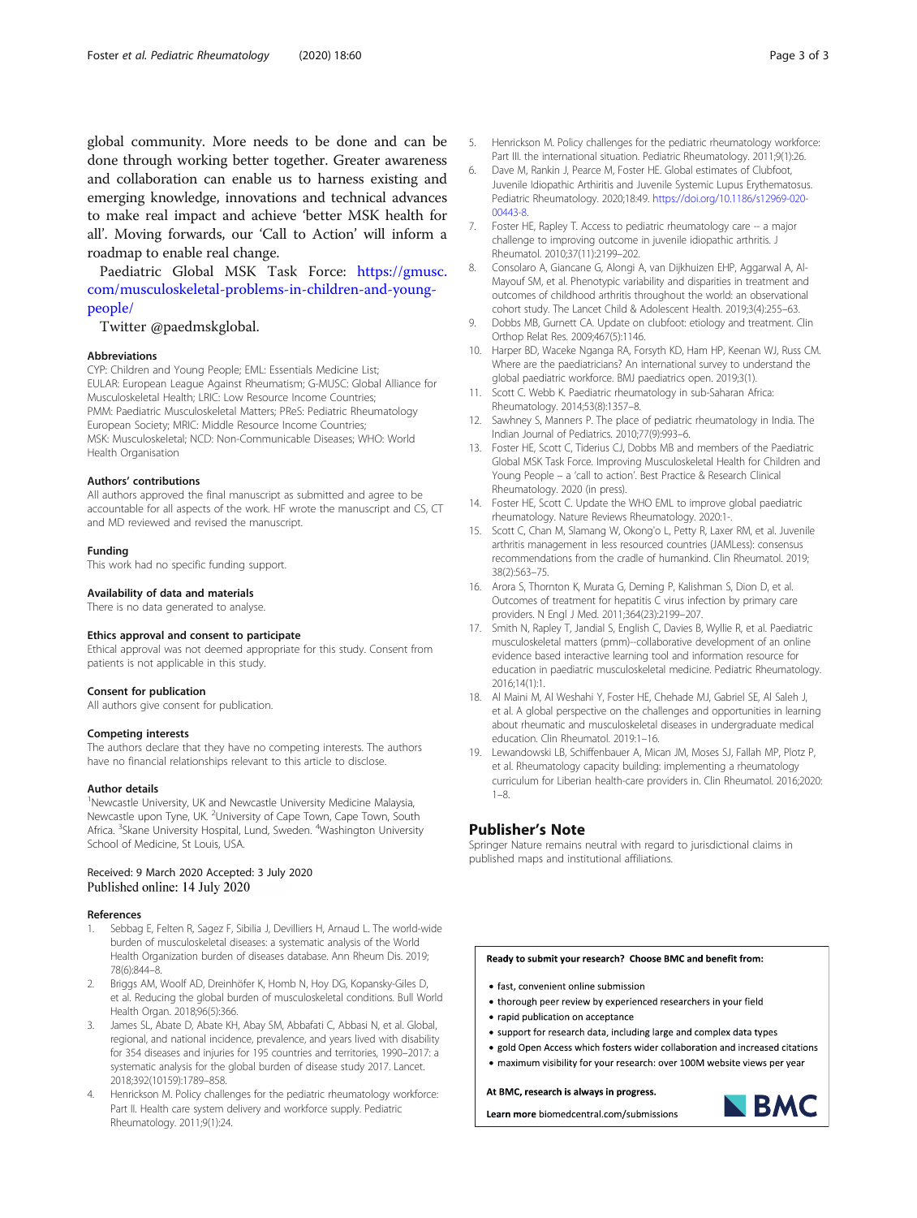global community. More needs to be done and can be done through working better together. Greater awareness and collaboration can enable us to harness existing and emerging knowledge, innovations and technical advances to make real impact and achieve 'better MSK health for all'. Moving forwards, our 'Call to Action' will inform a roadmap to enable real change.

Paediatric Global MSK Task Force: https://gmusc.com/musculoskeletal-problems-in-children-and-young-people/

Twitter @paedmskglobal.

### Abbreviations

CYP: Children and Young People; EML: Essentials Medicine List; EULAR: European League Against Rheumatism; G-MUSC: Global Alliance for Musculoskeletal Health; LRIC: Low Resource Income Countries; PMM: Paediatric Musculoskeletal Matters; PReS: Pediatric Rheumatology European Society; MRIC: Middle Resource Income Countries; MSK: Musculoskeletal; NCD: Non-Communicable Diseases; WHO: World Health Organisation

### Authors' contributions

All authors approved the final manuscript as submitted and agree to be accountable for all aspects of the work. HF wrote the manuscript and CS, CT and MD reviewed and revised the manuscript.

### Funding

This work had no specific funding support.

### Availability of data and materials

There is no data generated to analyse.

### Ethics approval and consent to participate

Ethical approval was not deemed appropriate for this study. Consent from patients is not applicable in this study.

### Consent for publication

All authors give consent for publication.

### Competing interests

The authors declare that they have no competing interests. The authors have no financial relationships relevant to this article to disclose.

### Author details

[1]Newcastle University, UK and Newcastle University Medicine Malaysia, Newcastle upon Tyne, UK. [2]University of Cape Town, Cape Town, South Africa. [3]Skane University Hospital, Lund, Sweden. [4]Washington University School of Medicine, St Louis, USA.

Received: 9 March 2020 Accepted: 3 July 2020
Published online: 14 July 2020

### References

1. Sebbag E, Felten R, Sagez F, Sibilia J, Devilliers H, Arnaud L. The world-wide burden of musculoskeletal diseases: a systematic analysis of the World Health Organization burden of diseases database. Ann Rheum Dis. 2019; 78(6):844–8.
2. Briggs AM, Woolf AD, Dreinhöfer K, Homb N, Hoy DG, Kopansky-Giles D, et al. Reducing the global burden of musculoskeletal conditions. Bull World Health Organ. 2018;96(5):366.
3. James SL, Abate D, Abate KH, Abay SM, Abbafati C, Abbasi N, et al. Global, regional, and national incidence, prevalence, and years lived with disability for 354 diseases and injuries for 195 countries and territories, 1990–2017: a systematic analysis for the global burden of disease study 2017. Lancet. 2018;392(10159):1789–858.
4. Henrickson M. Policy challenges for the pediatric rheumatology workforce: Part II. Health care system delivery and workforce supply. Pediatric Rheumatology. 2011;9(1):24.
5. Henrickson M. Policy challenges for the pediatric rheumatology workforce: Part III. the international situation. Pediatric Rheumatology. 2011;9(1):26.
6. Dave M, Rankin J, Pearce M, Foster HE. Global estimates of Clubfoot, Juvenile Idiopathic Arthritis and Juvenile Systemic Lupus Erythematosus. Pediatric Rheumatology. 2020;18:49. https://doi.org/10.1186/s12969-020-00443-8.
7. Foster HE, Rapley T. Access to pediatric rheumatology care -- a major challenge to improving outcome in juvenile idiopathic arthritis. J Rheumatol. 2010;37(11):2199–202.
8. Consolaro A, Giancane G, Alongi A, van Dijkhuizen EHP, Aggarwal A, Al-Mayouf SM, et al. Phenotypic variability and disparities in treatment and outcomes of childhood arthritis throughout the world: an observational cohort study. The Lancet Child & Adolescent Health. 2019;3(4):255–63.
9. Dobbs MB, Gurnett CA. Update on clubfoot: etiology and treatment. Clin Orthop Relat Res. 2009;467(5):1146.
10. Harper BD, Waceke Nganga RA, Forsyth KD, Ham HP, Keenan WJ, Russ CM. Where are the paediatricians? An international survey to understand the global paediatric workforce. BMJ paediatrics open. 2019;3(1).
11. Scott C. Webb K. Paediatric rheumatology in sub-Saharan Africa: Rheumatology. 2014;53(8):1357–8.
12. Sawhney S, Manners P. The place of pediatric rheumatology in India. The Indian Journal of Pediatrics. 2010;77(9):993–6.
13. Foster HE, Scott C, Tiderius CJ, Dobbs MB and members of the Paediatric Global MSK Task Force. Improving Musculoskeletal Health for Children and Young People – a 'call to action'. Best Practice & Research Clinical Rheumatology. 2020 (in press).
14. Foster HE, Scott C. Update the WHO EML to improve global paediatric rheumatology. Nature Reviews Rheumatology. 2020:1-.
15. Scott C, Chan M, Slamang W, Okong'o L, Petty R, Laxer RM, et al. Juvenile arthritis management in less resourced countries (JAMLess): consensus recommendations from the cradle of humankind. Clin Rheumatol. 2019; 38(2):563–75.
16. Arora S, Thornton K, Murata G, Deming P, Kalishman S, Dion D, et al. Outcomes of treatment for hepatitis C virus infection by primary care providers. N Engl J Med. 2011;364(23):2199–207.
17. Smith N, Rapley T, Jandial S, English C, Davies B, Wyllie R, et al. Paediatric musculoskeletal matters (pmm)--collaborative development of an online evidence based interactive learning tool and information resource for education in paediatric musculoskeletal medicine. Pediatric Rheumatology. 2016;14(1):1.
18. Al Maini M, Al Weshahi Y, Foster HE, Chehade MJ, Gabriel SE, Al Saleh J, et al. A global perspective on the challenges and opportunities in learning about rheumatic and musculoskeletal diseases in undergraduate medical education. Clin Rheumatol. 2019:1–16.
19. Lewandowski LB, Schiffenbauer A, Mican JM, Moses SJ, Fallah MP, Plotz P, et al. Rheumatology capacity building: implementing a rheumatology curriculum for Liberian health-care providers in. Clin Rheumatol. 2016;2020: 1–8.

## Publisher's Note

Springer Nature remains neutral with regard to jurisdictional claims in published maps and institutional affiliations.

**Ready to submit your research? Choose BMC and benefit from:**

- fast, convenient online submission
- thorough peer review by experienced researchers in your field
- rapid publication on acceptance
- support for research data, including large and complex data types
- gold Open Access which fosters wider collaboration and increased citations
- maximum visibility for your research: over 100M website views per year

**At BMC, research is always in progress.**

**Learn more** biomedcentral.com/submissions

BMC